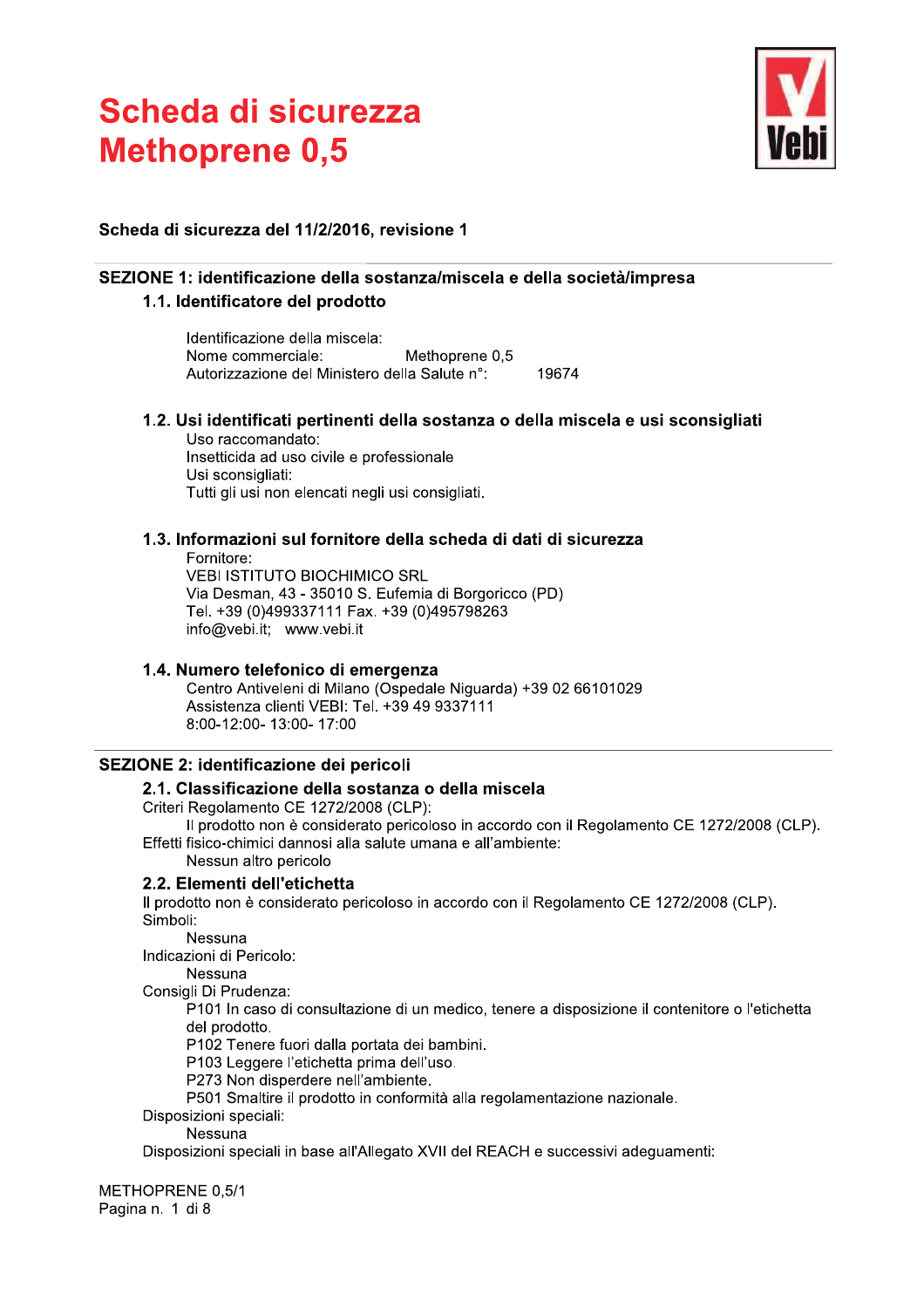# Scheda di sicurezza
# Methoprene 0,5

**Scheda di sicurezza del 11/2/2016, revisione 1**

## SEZIONE 1: identificazione della sostanza/miscela e della società/impresa

### 1.1. Identificatore del prodotto

Identificazione della miscela:
Nome commerciale: Methoprene 0,5
Autorizzazione del Ministero della Salute n°: 19674

### 1.2. Usi identificati pertinenti della sostanza o della miscela e usi sconsigliati

Uso raccomandato:
Insetticida ad uso civile e professionale
Usi sconsigliati:
Tutti gli usi non elencati negli usi consigliati.

### 1.3. Informazioni sul fornitore della scheda di dati di sicurezza

Fornitore:
VEBI ISTITUTO BIOCHIMICO SRL
Via Desman, 43 - 35010 S. Eufemia di Borgoricco (PD)
Tel. +39 (0)499337111 Fax. +39 (0)495798263
info@vebi.it; www.vebi.it

### 1.4. Numero telefonico di emergenza

Centro Antiveleni di Milano (Ospedale Niguarda) +39 02 66101029
Assistenza clienti VEBI: Tel. +39 49 9337111
8:00-12:00- 13:00- 17:00

## SEZIONE 2: identificazione dei pericoli

### 2.1. Classificazione della sostanza o della miscela

Criteri Regolamento CE 1272/2008 (CLP):
Il prodotto non è considerato pericoloso in accordo con il Regolamento CE 1272/2008 (CLP).
Effetti fisico-chimici dannosi alla salute umana e all'ambiente:
Nessun altro pericolo

### 2.2. Elementi dell'etichetta

Il prodotto non è considerato pericoloso in accordo con il Regolamento CE 1272/2008 (CLP).
Simboli:
Nessuna
Indicazioni di Pericolo:
Nessuna
Consigli Di Prudenza:
P101 In caso di consultazione di un medico, tenere a disposizione il contenitore o l'etichetta del prodotto.
P102 Tenere fuori dalla portata dei bambini.
P103 Leggere l'etichetta prima dell'uso.
P273 Non disperdere nell'ambiente.
P501 Smaltire il prodotto in conformità alla regolamentazione nazionale.
Disposizioni speciali:
Nessuna
Disposizioni speciali in base all'Allegato XVII del REACH e successivi adeguamenti: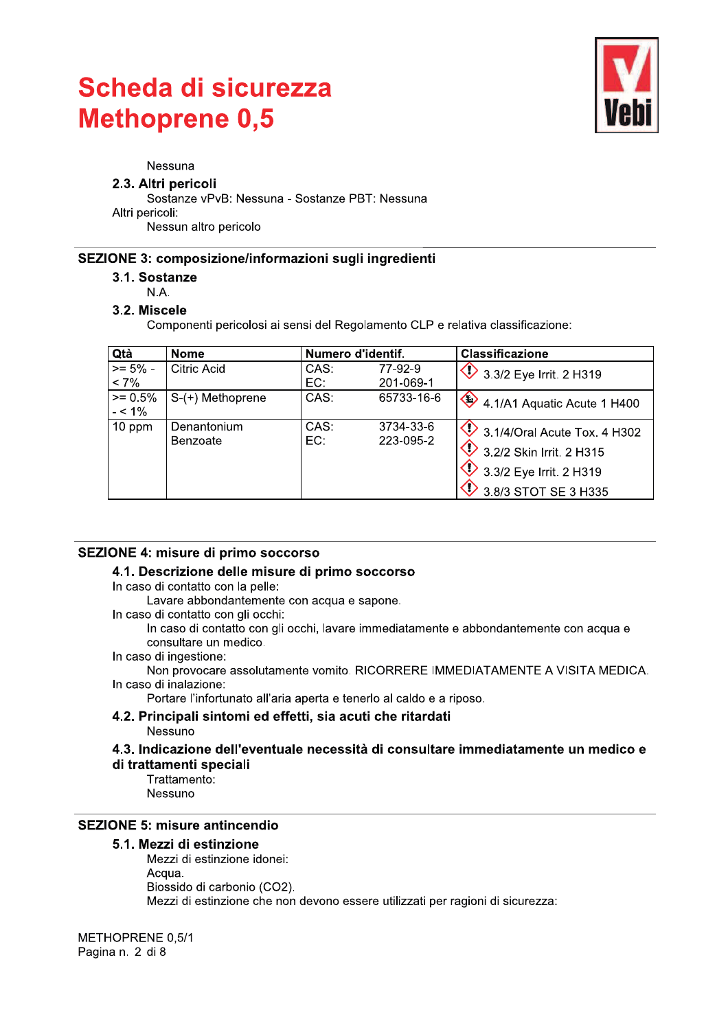Nessuna

### 2.3. Altri pericoli

Sostanze vPvB: Nessuna - Sostanze PBT: Nessuna

Altri pericoli:

Nessun altro pericolo

## SEZIONE 3: composizione/informazioni sugli ingredienti

### 3.1. Sostanze

N.A.

### 3.2. Miscele

Componenti pericolosi ai sensi del Regolamento CLP e relativa classificazione:

| Qtà | Nome | Numero d'identif. | | Classificazione |
|---|---|---|---|---|
| >= 5% - < 7% | Citric Acid | CAS:<br>EC: | 77-92-9<br>201-069-1 | 3.3/2 Eye Irrit. 2 H319 |
| >= 0.5% - < 1% | S-(+) Methoprene | CAS: | 65733-16-6 | 4.1/A1 Aquatic Acute 1 H400 |
| 10 ppm | Denantonium Benzoate | CAS:<br>EC: | 3734-33-6<br>223-095-2 | 3.1/4/Oral Acute Tox. 4 H302<br>3.2/2 Skin Irrit. 2 H315<br>3.3/2 Eye Irrit. 2 H319<br>3.8/3 STOT SE 3 H335 |

## SEZIONE 4: misure di primo soccorso

### 4.1. Descrizione delle misure di primo soccorso

In caso di contatto con la pelle:

Lavare abbondantemente con acqua e sapone.

In caso di contatto con gli occhi:

In caso di contatto con gli occhi, lavare immediatamente e abbondantemente con acqua e consultare un medico.

In caso di ingestione:

Non provocare assolutamente vomito. RICORRERE IMMEDIATAMENTE A VISITA MEDICA.

In caso di inalazione:

Portare l'infortunato all'aria aperta e tenerlo al caldo e a riposo.

### 4.2. Principali sintomi ed effetti, sia acuti che ritardati

Nessuno

### 4.3. Indicazione dell'eventuale necessità di consultare immediatamente un medico e di trattamenti speciali

Trattamento:

Nessuno

## SEZIONE 5: misure antincendio

### 5.1. Mezzi di estinzione

Mezzi di estinzione idonei:

Acqua.

Biossido di carbonio (CO2).

Mezzi di estinzione che non devono essere utilizzati per ragioni di sicurezza: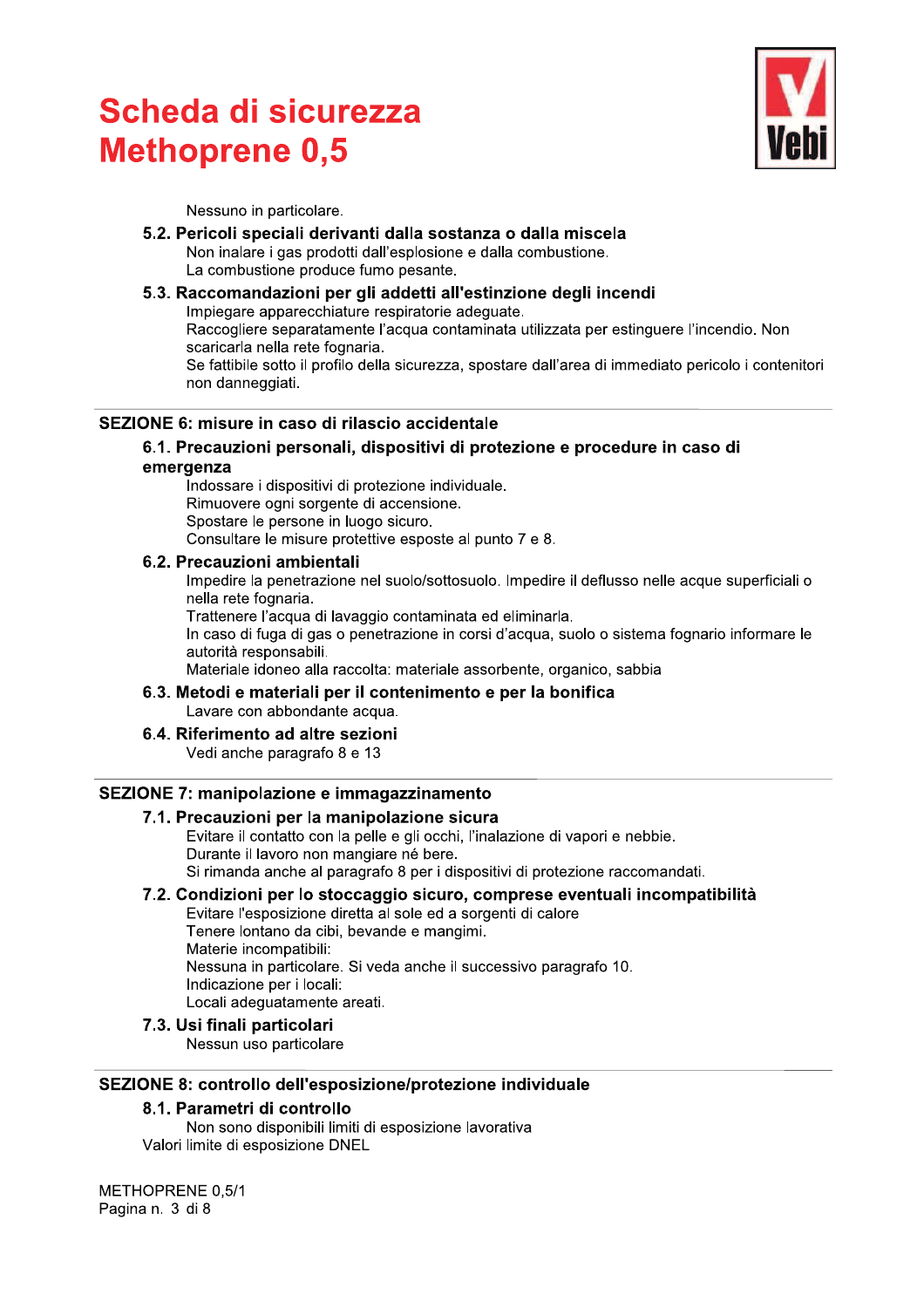Nessuno in particolare.

### 5.2. Pericoli speciali derivanti dalla sostanza o dalla miscela

Non inalare i gas prodotti dall'esplosione e dalla combustione.
La combustione produce fumo pesante.

### 5.3. Raccomandazioni per gli addetti all'estinzione degli incendi

Impiegare apparecchiature respiratorie adeguate.
Raccogliere separatamente l'acqua contaminata utilizzata per estinguere l'incendio. Non scaricarla nella rete fognaria.
Se fattibile sotto il profilo della sicurezza, spostare dall'area di immediato pericolo i contenitori non danneggiati.

## SEZIONE 6: misure in caso di rilascio accidentale

### 6.1. Precauzioni personali, dispositivi di protezione e procedure in caso di emergenza

Indossare i dispositivi di protezione individuale.
Rimuovere ogni sorgente di accensione.
Spostare le persone in luogo sicuro.
Consultare le misure protettive esposte al punto 7 e 8.

### 6.2. Precauzioni ambientali

Impedire la penetrazione nel suolo/sottosuolo. Impedire il deflusso nelle acque superficiali o nella rete fognaria.
Trattenere l'acqua di lavaggio contaminata ed eliminarla.
In caso di fuga di gas o penetrazione in corsi d'acqua, suolo o sistema fognario informare le autorità responsabili.
Materiale idoneo alla raccolta: materiale assorbente, organico, sabbia

### 6.3. Metodi e materiali per il contenimento e per la bonifica

Lavare con abbondante acqua.

### 6.4. Riferimento ad altre sezioni

Vedi anche paragrafo 8 e 13

## SEZIONE 7: manipolazione e immagazzinamento

### 7.1. Precauzioni per la manipolazione sicura

Evitare il contatto con la pelle e gli occhi, l'inalazione di vapori e nebbie.
Durante il lavoro non mangiare né bere.
Si rimanda anche al paragrafo 8 per i dispositivi di protezione raccomandati.

### 7.2. Condizioni per lo stoccaggio sicuro, comprese eventuali incompatibilità

Evitare l'esposizione diretta al sole ed a sorgenti di calore
Tenere lontano da cibi, bevande e mangimi.
Materie incompatibili:
Nessuna in particolare. Si veda anche il successivo paragrafo 10.
Indicazione per i locali:
Locali adeguatamente areati.

### 7.3. Usi finali particolari

Nessun uso particolare

## SEZIONE 8: controllo dell'esposizione/protezione individuale

### 8.1. Parametri di controllo

Non sono disponibili limiti di esposizione lavorativa
Valori limite di esposizione DNEL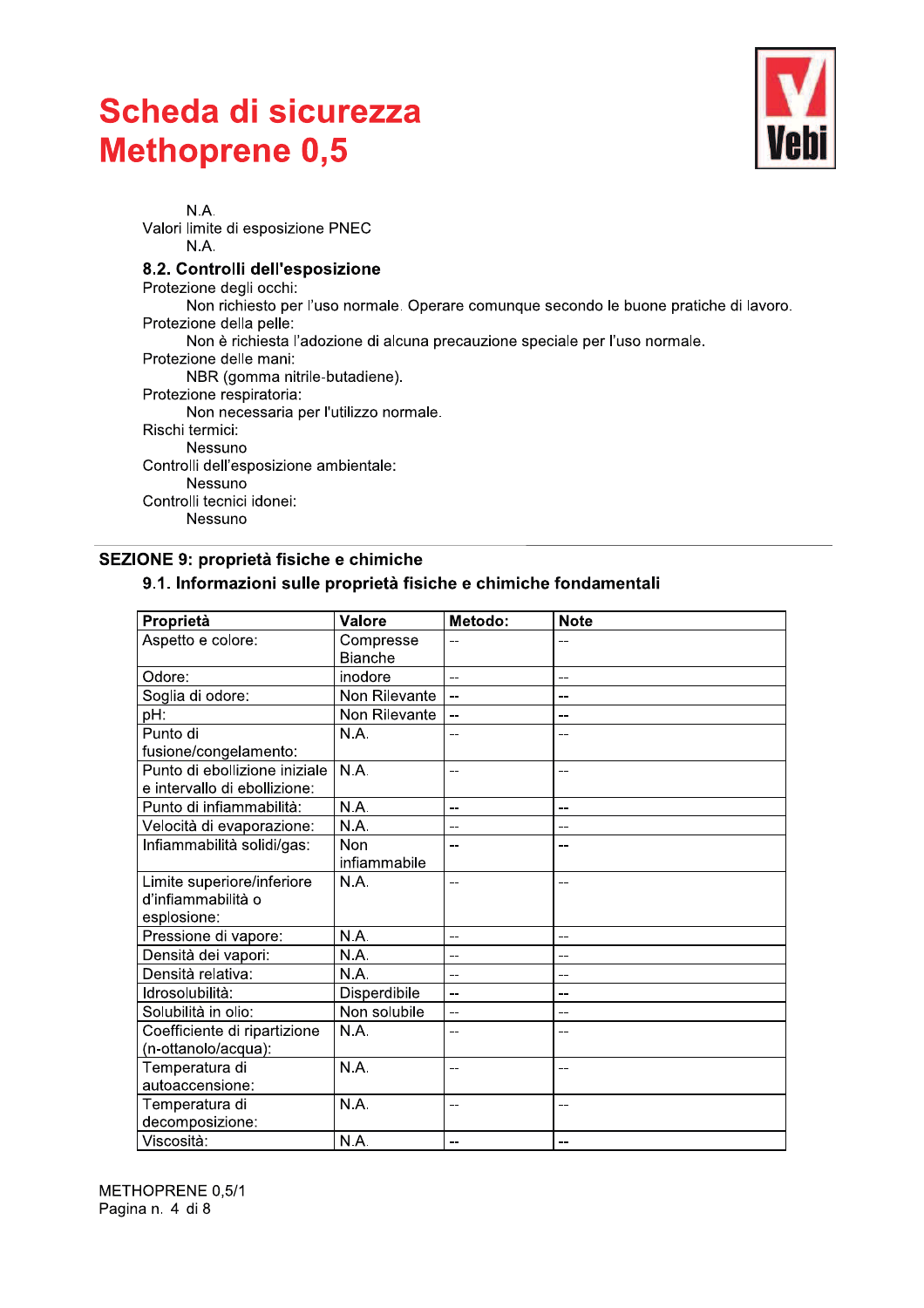N.A.

Valori limite di esposizione PNEC

N.A.

### 8.2. Controlli dell'esposizione

Protezione degli occhi:

Non richiesto per l'uso normale. Operare comunque secondo le buone pratiche di lavoro.

Protezione della pelle:

Non è richiesta l'adozione di alcuna precauzione speciale per l'uso normale.

Protezione delle mani:

NBR (gomma nitrile-butadiene).

Protezione respiratoria:

Non necessaria per l'utilizzo normale.

Rischi termici:

Nessuno

Controlli dell'esposizione ambientale:

Nessuno

Controlli tecnici idonei:

Nessuno

## SEZIONE 9: proprietà fisiche e chimiche

### 9.1. Informazioni sulle proprietà fisiche e chimiche fondamentali

| Proprietà | Valore | Metodo: | Note |
|---|---|---|---|
| Aspetto e colore: | Compresse Bianche | -- | -- |
| Odore: | inodore | -- | -- |
| Soglia di odore: | Non Rilevante | -- | -- |
| pH: | Non Rilevante | -- | -- |
| Punto di fusione/congelamento: | N.A. | -- | -- |
| Punto di ebollizione iniziale e intervallo di ebollizione: | N.A. | -- | -- |
| Punto di infiammabilità: | N.A. | -- | -- |
| Velocità di evaporazione: | N.A. | -- | -- |
| Infiammabilità solidi/gas: | Non infiammabile | -- | -- |
| Limite superiore/inferiore d'infiammabilità o esplosione: | N.A. | -- | -- |
| Pressione di vapore: | N.A. | -- | -- |
| Densità dei vapori: | N.A. | -- | -- |
| Densità relativa: | N.A. | -- | -- |
| Idrosolubilità: | Disperdibile | -- | -- |
| Solubilità in olio: | Non solubile | -- | -- |
| Coefficiente di ripartizione (n-ottanolo/acqua): | N.A. | -- | -- |
| Temperatura di autoaccensione: | N.A. | -- | -- |
| Temperatura di decomposizione: | N.A. | -- | -- |
| Viscosità: | N.A. | -- | -- |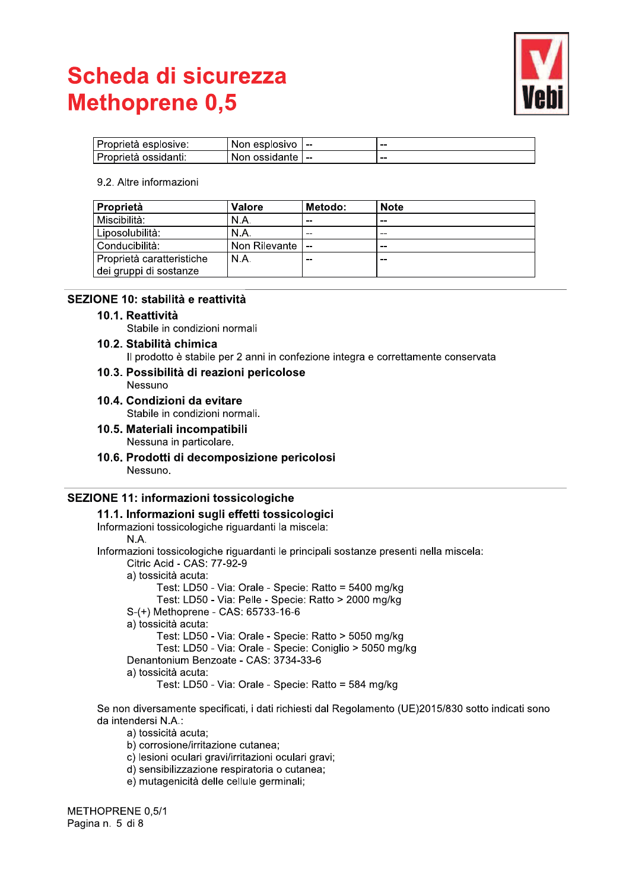| Proprietà esplosive: | Non esplosivo | -- | -- |
|---|---|---|---|
| Proprietà ossidanti: | Non ossidante | -- | -- |

9.2. Altre informazioni

| Proprietà | Valore | Metodo: | Note |
|---|---|---|---|
| Miscibilità: | N.A. | -- | -- |
| Liposolubilità: | N.A. | -- | -- |
| Conducibilità: | Non Rilevante | -- | -- |
| Proprietà caratteristiche dei gruppi di sostanze | N.A. | -- | -- |

## SEZIONE 10: stabilità e reattività

### 10.1. Reattività

Stabile in condizioni normali

### 10.2. Stabilità chimica

Il prodotto è stabile per 2 anni in confezione integra e correttamente conservata

### 10.3. Possibilità di reazioni pericolose

Nessuno

### 10.4. Condizioni da evitare

Stabile in condizioni normali.

### 10.5. Materiali incompatibili

Nessuna in particolare.

### 10.6. Prodotti di decomposizione pericolosi

Nessuno.

## SEZIONE 11: informazioni tossicologiche

### 11.1. Informazioni sugli effetti tossicologici

Informazioni tossicologiche riguardanti la miscela:

N.A.

Informazioni tossicologiche riguardanti le principali sostanze presenti nella miscela:

Citric Acid - CAS: 77-92-9

a) tossicità acuta:

Test: LD50 - Via: Orale - Specie: Ratto = 5400 mg/kg

Test: LD50 - Via: Pelle - Specie: Ratto > 2000 mg/kg

S-(+) Methoprene - CAS: 65733-16-6

a) tossicità acuta:

Test: LD50 - Via: Orale - Specie: Ratto > 5050 mg/kg

Test: LD50 - Via: Orale - Specie: Coniglio > 5050 mg/kg

Denantonium Benzoate - CAS: 3734-33-6

a) tossicità acuta:

Test: LD50 - Via: Orale - Specie: Ratto = 584 mg/kg

Se non diversamente specificati, i dati richiesti dal Regolamento (UE)2015/830 sotto indicati sono da intendersi N.A.:

a) tossicità acuta;

b) corrosione/irritazione cutanea;

c) lesioni oculari gravi/irritazioni oculari gravi;

d) sensibilizzazione respiratoria o cutanea;

e) mutagenicità delle cellule germinali;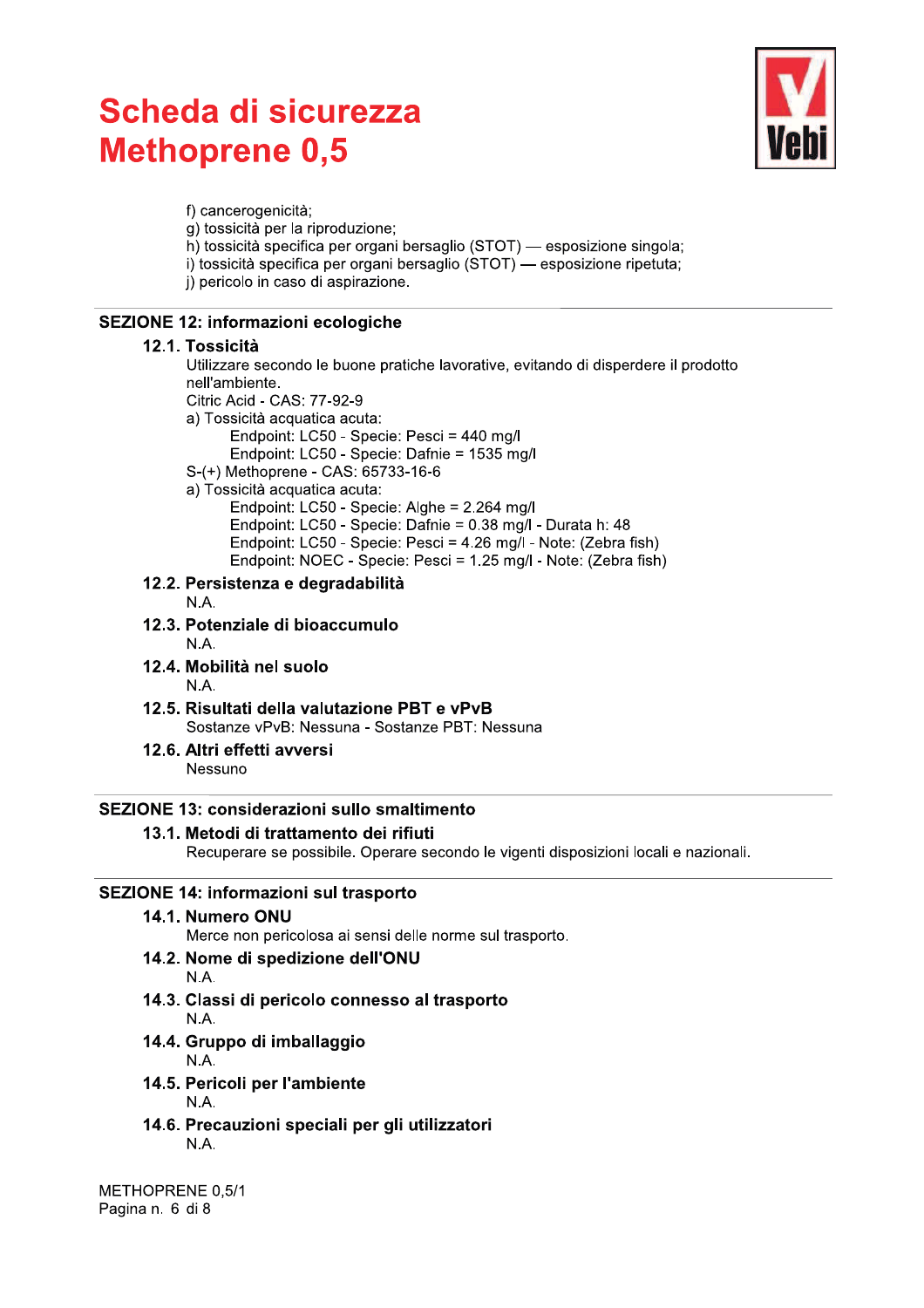f) cancerogenicità;
g) tossicità per la riproduzione;
h) tossicità specifica per organi bersaglio (STOT) — esposizione singola;
i) tossicità specifica per organi bersaglio (STOT) — esposizione ripetuta;
j) pericolo in caso di aspirazione.

## SEZIONE 12: informazioni ecologiche

### 12.1. Tossicità

Utilizzare secondo le buone pratiche lavorative, evitando di disperdere il prodotto nell'ambiente.

Citric Acid - CAS: 77-92-9

a) Tossicità acquatica acuta:

- Endpoint: LC50 - Specie: Pesci = 440 mg/l
- Endpoint: LC50 - Specie: Dafnie = 1535 mg/l

S-(+) Methoprene - CAS: 65733-16-6

a) Tossicità acquatica acuta:

- Endpoint: LC50 - Specie: Alghe = 2.264 mg/l
- Endpoint: LC50 - Specie: Dafnie = 0.38 mg/l - Durata h: 48
- Endpoint: LC50 - Specie: Pesci = 4.26 mg/l - Note: (Zebra fish)
- Endpoint: NOEC - Specie: Pesci = 1.25 mg/l - Note: (Zebra fish)

### 12.2. Persistenza e degradabilità

N.A.

### 12.3. Potenziale di bioaccumulo

N.A.

### 12.4. Mobilità nel suolo

N.A.

### 12.5. Risultati della valutazione PBT e vPvB

Sostanze vPvB: Nessuna - Sostanze PBT: Nessuna

### 12.6. Altri effetti avversi

Nessuno

## SEZIONE 13: considerazioni sullo smaltimento

### 13.1. Metodi di trattamento dei rifiuti

Recuperare se possibile. Operare secondo le vigenti disposizioni locali e nazionali.

## SEZIONE 14: informazioni sul trasporto

### 14.1. Numero ONU

Merce non pericolosa ai sensi delle norme sul trasporto.

### 14.2. Nome di spedizione dell'ONU

N.A.

### 14.3. Classi di pericolo connesso al trasporto

N.A.

### 14.4. Gruppo di imballaggio

N.A.

### 14.5. Pericoli per l'ambiente

N.A.

### 14.6. Precauzioni speciali per gli utilizzatori

N.A.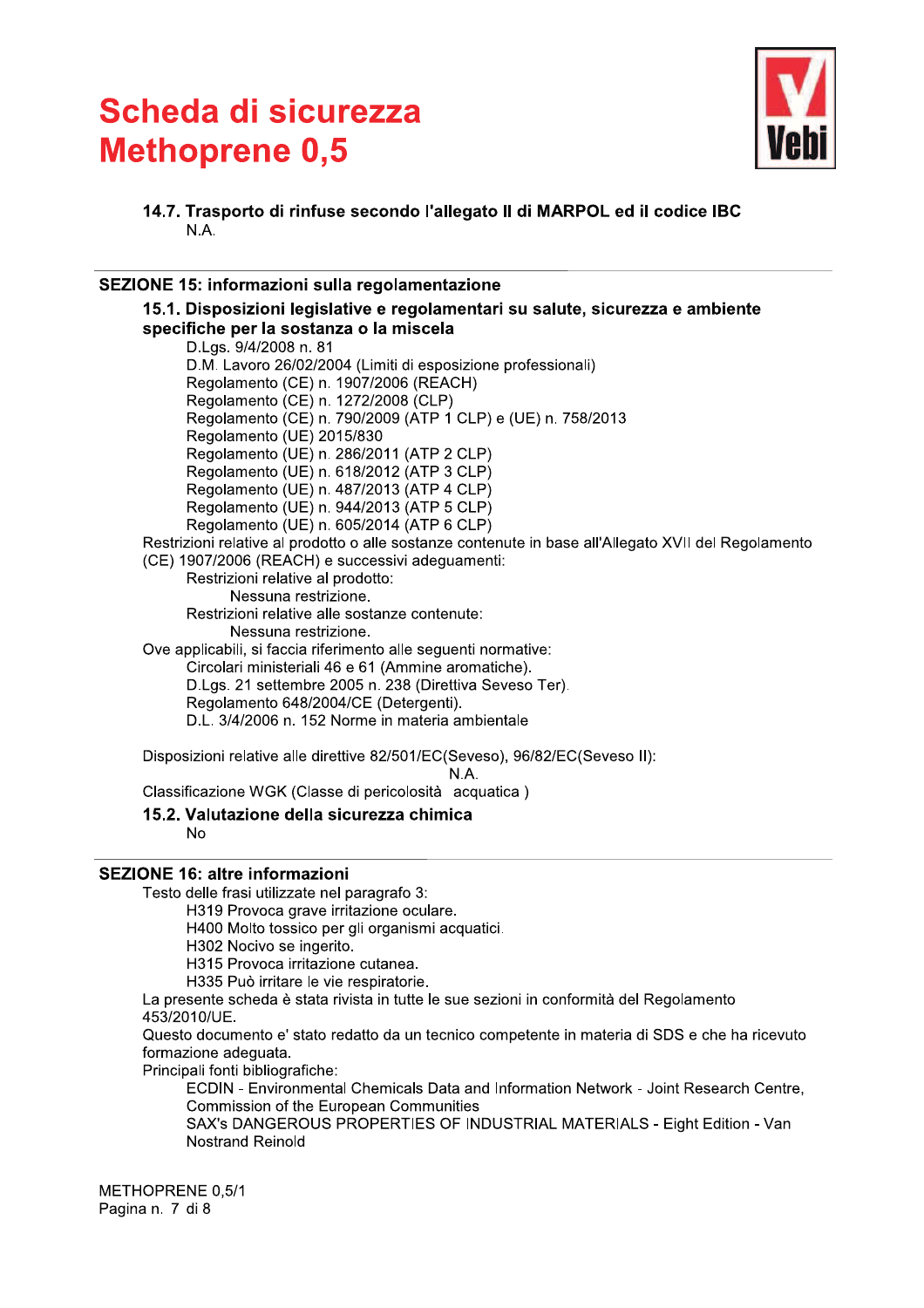#### 14.7. Trasporto di rinfuse secondo l'allegato II di MARPOL ed il codice IBC

N.A.

## SEZIONE 15: informazioni sulla regolamentazione

### 15.1. Disposizioni legislative e regolamentari su salute, sicurezza e ambiente specifiche per la sostanza o la miscela

D.Lgs. 9/4/2008 n. 81
D.M. Lavoro 26/02/2004 (Limiti di esposizione professionali)
Regolamento (CE) n. 1907/2006 (REACH)
Regolamento (CE) n. 1272/2008 (CLP)
Regolamento (CE) n. 790/2009 (ATP 1 CLP) e (UE) n. 758/2013
Regolamento (UE) 2015/830
Regolamento (UE) n. 286/2011 (ATP 2 CLP)
Regolamento (UE) n. 618/2012 (ATP 3 CLP)
Regolamento (UE) n. 487/2013 (ATP 4 CLP)
Regolamento (UE) n. 944/2013 (ATP 5 CLP)
Regolamento (UE) n. 605/2014 (ATP 6 CLP)

Restrizioni relative al prodotto o alle sostanze contenute in base all'Allegato XVII del Regolamento (CE) 1907/2006 (REACH) e successivi adeguamenti:

Restrizioni relative al prodotto:
Nessuna restrizione.

Restrizioni relative alle sostanze contenute:
Nessuna restrizione.

Ove applicabili, si faccia riferimento alle seguenti normative:

Circolari ministeriali 46 e 61 (Ammine aromatiche).
D.Lgs. 21 settembre 2005 n. 238 (Direttiva Seveso Ter).
Regolamento 648/2004/CE (Detergenti).
D.L. 3/4/2006 n. 152 Norme in materia ambientale

Disposizioni relative alle direttive 82/501/EC(Seveso), 96/82/EC(Seveso II):
N.A.

Classificazione WGK (Classe di pericolosità acquatica )

### 15.2. Valutazione della sicurezza chimica

No

## SEZIONE 16: altre informazioni

Testo delle frasi utilizzate nel paragrafo 3:

H319 Provoca grave irritazione oculare.
H400 Molto tossico per gli organismi acquatici.
H302 Nocivo se ingerito.
H315 Provoca irritazione cutanea.
H335 Può irritare le vie respiratorie.

La presente scheda è stata rivista in tutte le sue sezioni in conformità del Regolamento 453/2010/UE.

Questo documento e' stato redatto da un tecnico competente in materia di SDS e che ha ricevuto formazione adeguata.

Principali fonti bibliografiche:

ECDIN - Environmental Chemicals Data and Information Network - Joint Research Centre, Commission of the European Communities
SAX's DANGEROUS PROPERTIES OF INDUSTRIAL MATERIALS - Eight Edition - Van Nostrand Reinold

METHOPRENE 0,5/1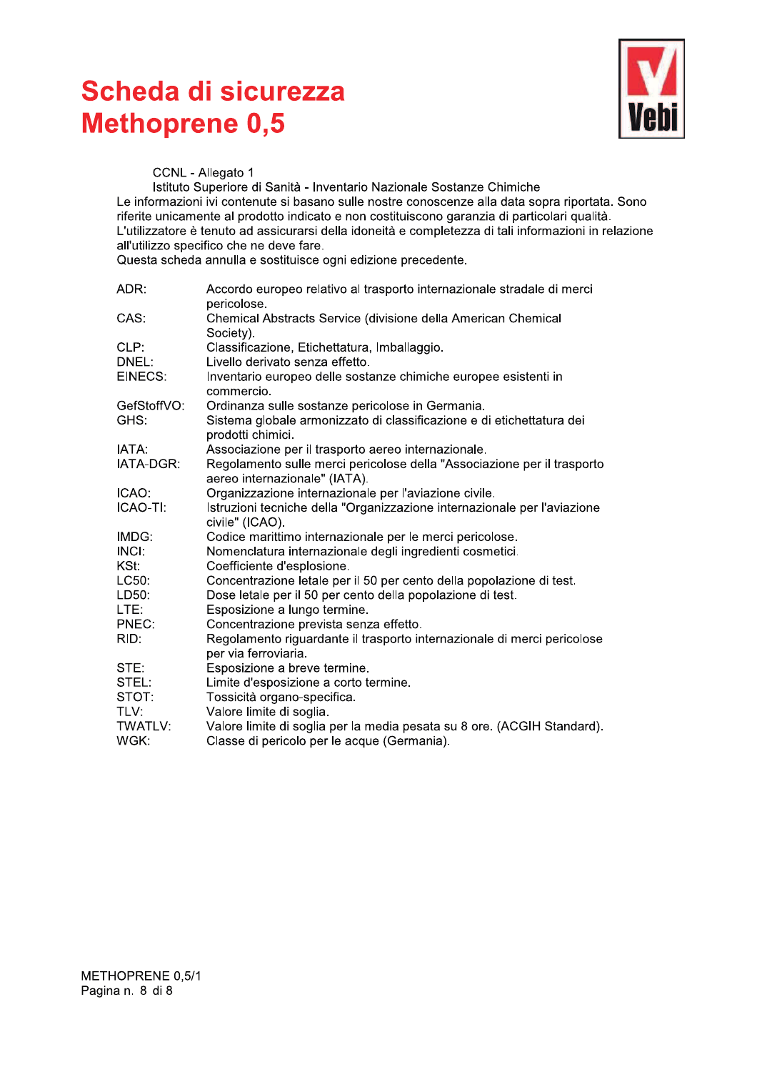# Scheda di sicurezza
# Methoprene 0,5

CCNL - Allegato 1

Istituto Superiore di Sanità - Inventario Nazionale Sostanze Chimiche

Le informazioni ivi contenute si basano sulle nostre conoscenze alla data sopra riportata. Sono riferite unicamente al prodotto indicato e non costituiscono garanzia di particolari qualità. L'utilizzatore è tenuto ad assicurarsi della idoneità e completezza di tali informazioni in relazione all'utilizzo specifico che ne deve fare.

Questa scheda annulla e sostituisce ogni edizione precedente.

| | |
|---|---|
| ADR: | Accordo europeo relativo al trasporto internazionale stradale di merci pericolose. |
| CAS: | Chemical Abstracts Service (divisione della American Chemical Society). |
| CLP: | Classificazione, Etichettatura, Imballaggio. |
| DNEL: | Livello derivato senza effetto. |
| EINECS: | Inventario europeo delle sostanze chimiche europee esistenti in commercio. |
| GefStoffVO: | Ordinanza sulle sostanze pericolose in Germania. |
| GHS: | Sistema globale armonizzato di classificazione e di etichettatura dei prodotti chimici. |
| IATA: | Associazione per il trasporto aereo internazionale. |
| IATA-DGR: | Regolamento sulle merci pericolose della "Associazione per il trasporto aereo internazionale" (IATA). |
| ICAO: | Organizzazione internazionale per l'aviazione civile. |
| ICAO-TI: | Istruzioni tecniche della "Organizzazione internazionale per l'aviazione civile" (ICAO). |
| IMDG: | Codice marittimo internazionale per le merci pericolose. |
| INCI: | Nomenclatura internazionale degli ingredienti cosmetici. |
| KSt: | Coefficiente d'esplosione. |
| LC50: | Concentrazione letale per il 50 per cento della popolazione di test. |
| LD50: | Dose letale per il 50 per cento della popolazione di test. |
| LTE: | Esposizione a lungo termine. |
| PNEC: | Concentrazione prevista senza effetto. |
| RID: | Regolamento riguardante il trasporto internazionale di merci pericolose per via ferroviaria. |
| STE: | Esposizione a breve termine. |
| STEL: | Limite d'esposizione a corto termine. |
| STOT: | Tossicità organo-specifica. |
| TLV: | Valore limite di soglia. |
| TWATLV: | Valore limite di soglia per la media pesata su 8 ore. (ACGIH Standard). |
| WGK: | Classe di pericolo per le acque (Germania). |